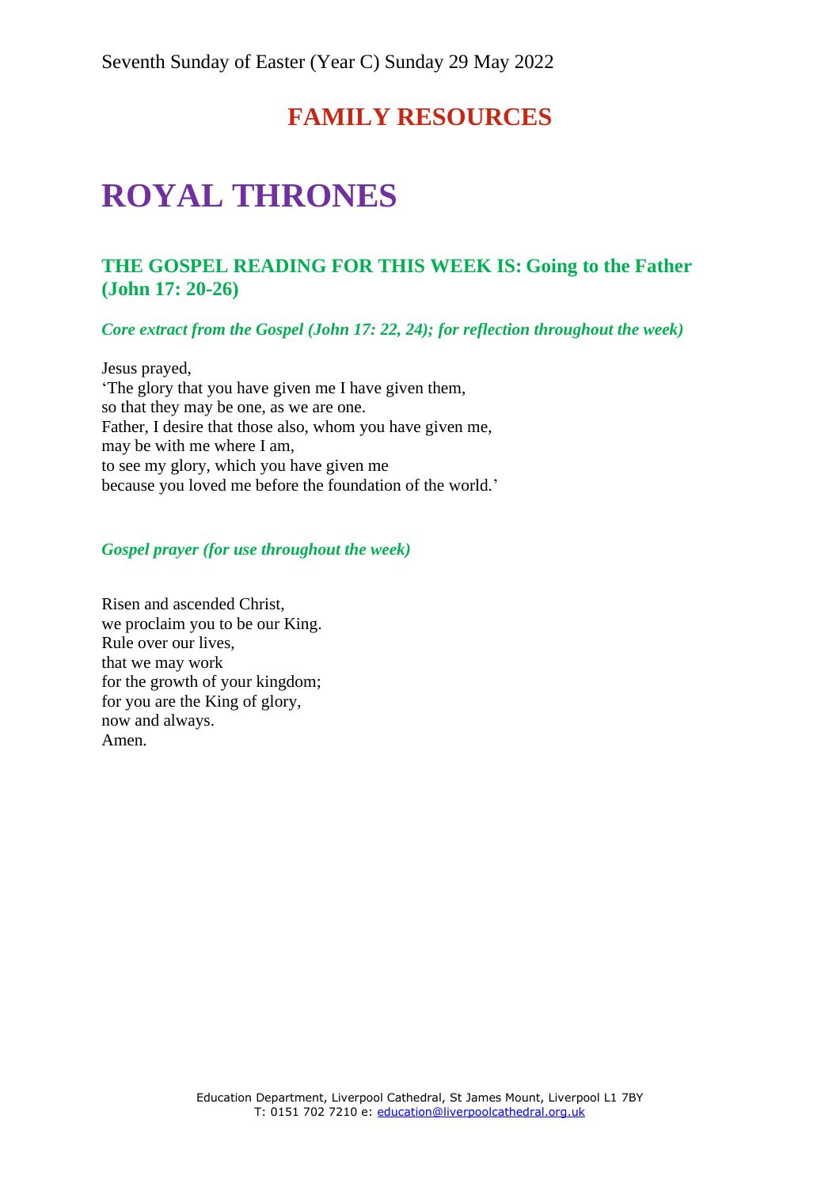Seventh Sunday of Easter (Year C) Sunday 29 May 2022

## FAMILY RESOURCES

# ROYAL THRONES

### THE GOSPEL READING FOR THIS WEEK IS: Going to the Father (John 17: 20-26)

***Core extract from the Gospel (John 17: 22, 24); for reflection throughout the week)***

Jesus prayed,
'The glory that you have given me I have given them,
so that they may be one, as we are one.
Father, I desire that those also, whom you have given me,
may be with me where I am,
to see my glory, which you have given me
because you loved me before the foundation of the world.'

***Gospel prayer (for use throughout the week)***

Risen and ascended Christ,
we proclaim you to be our King.
Rule over our lives,
that we may work
for the growth of your kingdom;
for you are the King of glory,
now and always.
Amen.

Education Department, Liverpool Cathedral, St James Mount, Liverpool L1 7BY
T: 0151 702 7210 e: education@liverpoolcathedral.org.uk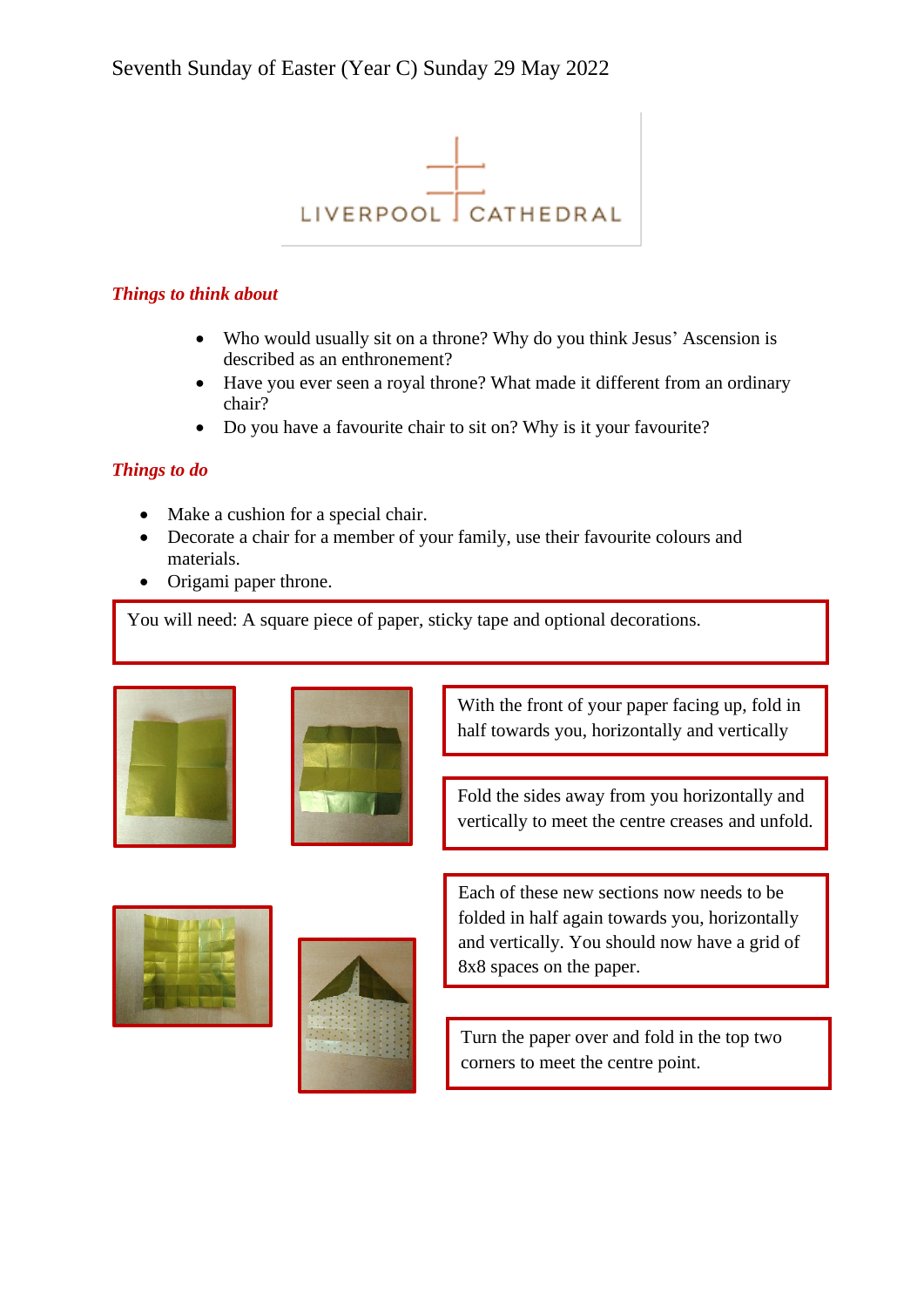Seventh Sunday of Easter (Year C) Sunday 29 May 2022

LIVERPOOL CATHEDRAL

***Things to think about***

- Who would usually sit on a throne? Why do you think Jesus' Ascension is described as an enthronement?
- Have you ever seen a royal throne? What made it different from an ordinary chair?
- Do you have a favourite chair to sit on? Why is it your favourite?

***Things to do***

- Make a cushion for a special chair.
- Decorate a chair for a member of your family, use their favourite colours and materials.
- Origami paper throne.

You will need: A square piece of paper, sticky tape and optional decorations.

With the front of your paper facing up, fold in half towards you, horizontally and vertically

Fold the sides away from you horizontally and vertically to meet the centre creases and unfold.

Each of these new sections now needs to be folded in half again towards you, horizontally and vertically. You should now have a grid of 8x8 spaces on the paper.

Turn the paper over and fold in the top two corners to meet the centre point.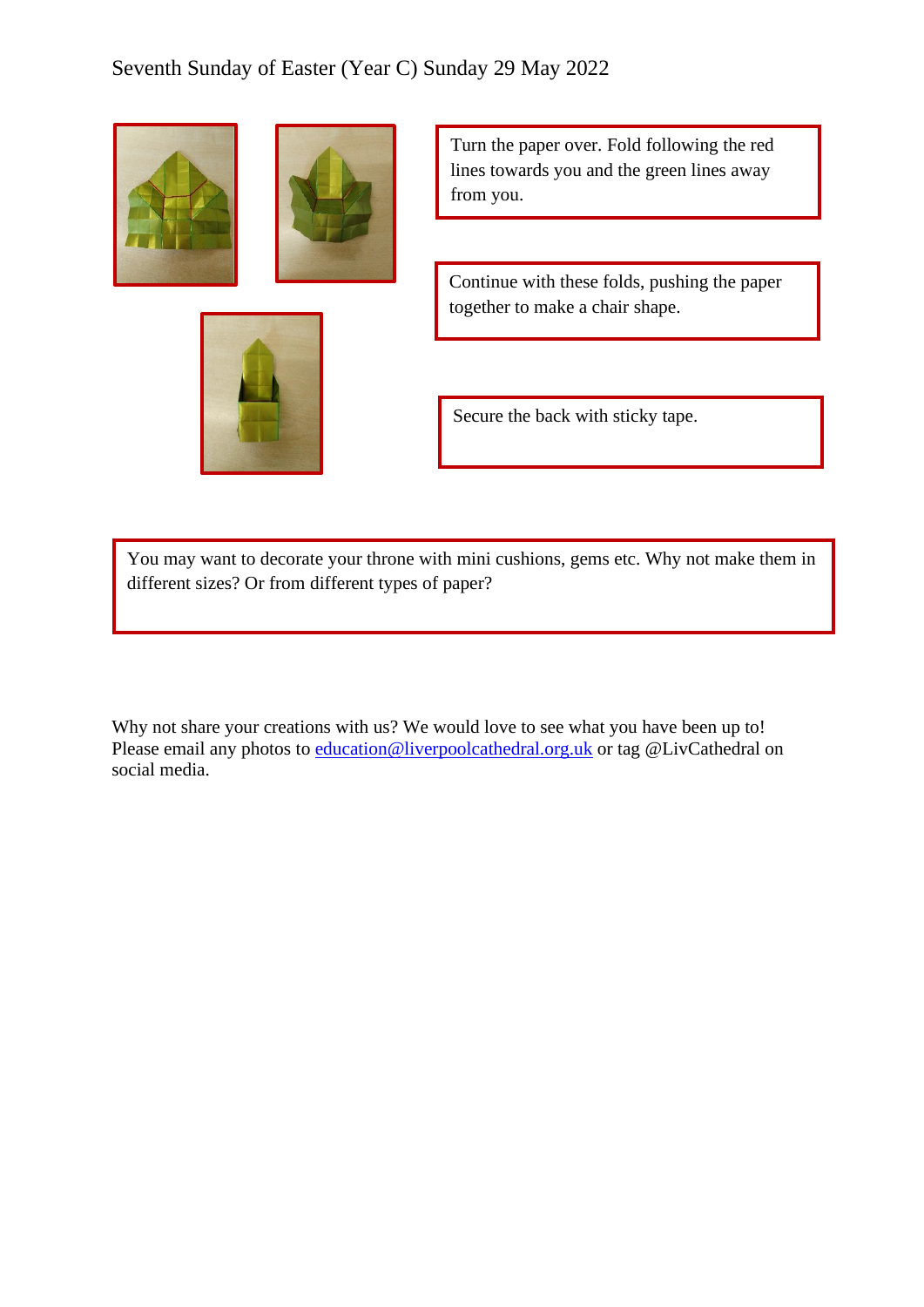Seventh Sunday of Easter (Year C) Sunday 29 May 2022

Turn the paper over. Fold following the red lines towards you and the green lines away from you.

Continue with these folds, pushing the paper together to make a chair shape.

Secure the back with sticky tape.

You may want to decorate your throne with mini cushions, gems etc. Why not make them in different sizes? Or from different types of paper?

Why not share your creations with us? We would love to see what you have been up to! Please email any photos to education@liverpoolcathedral.org.uk or tag @LivCathedral on social media.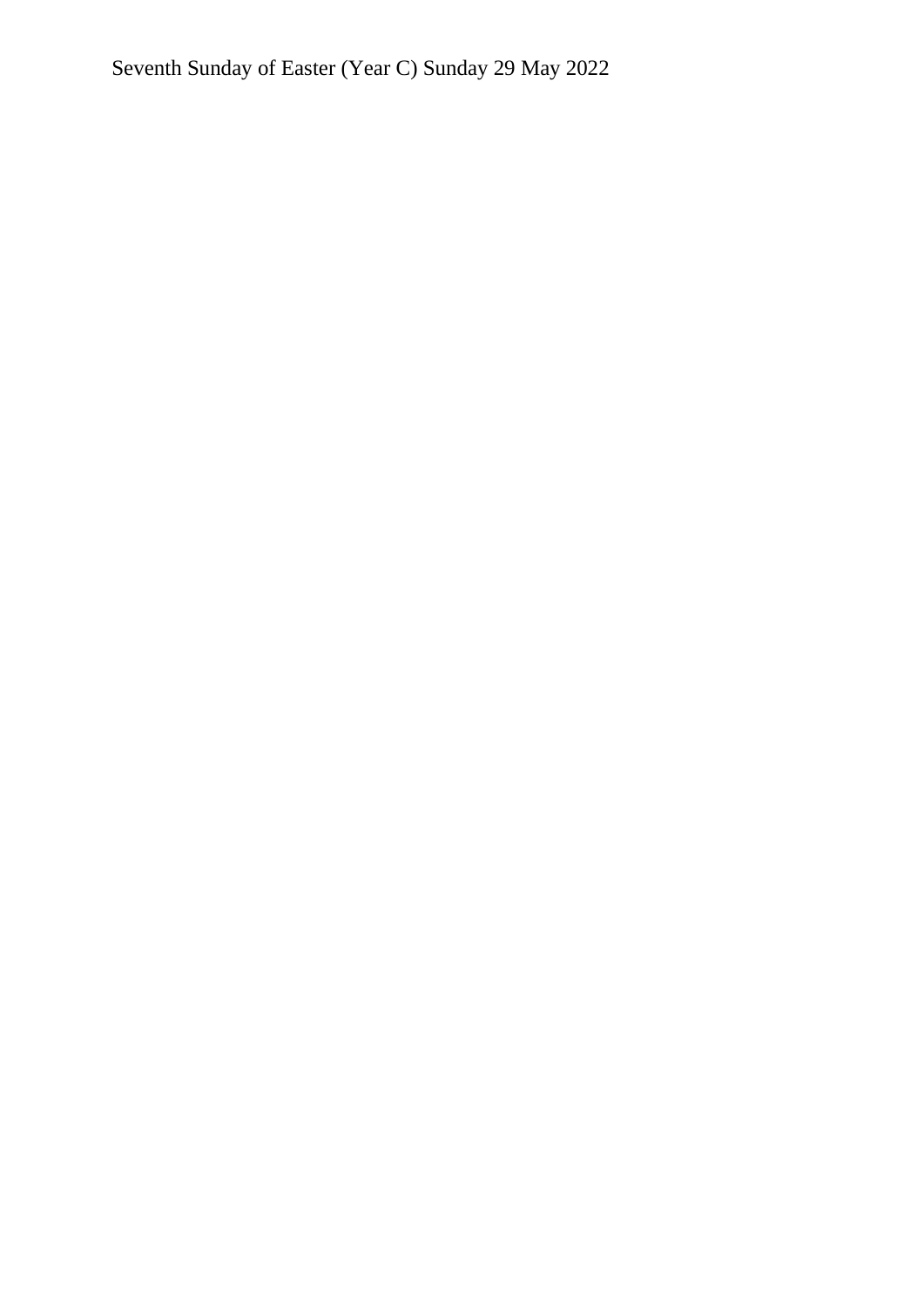Seventh Sunday of Easter (Year C) Sunday 29 May 2022